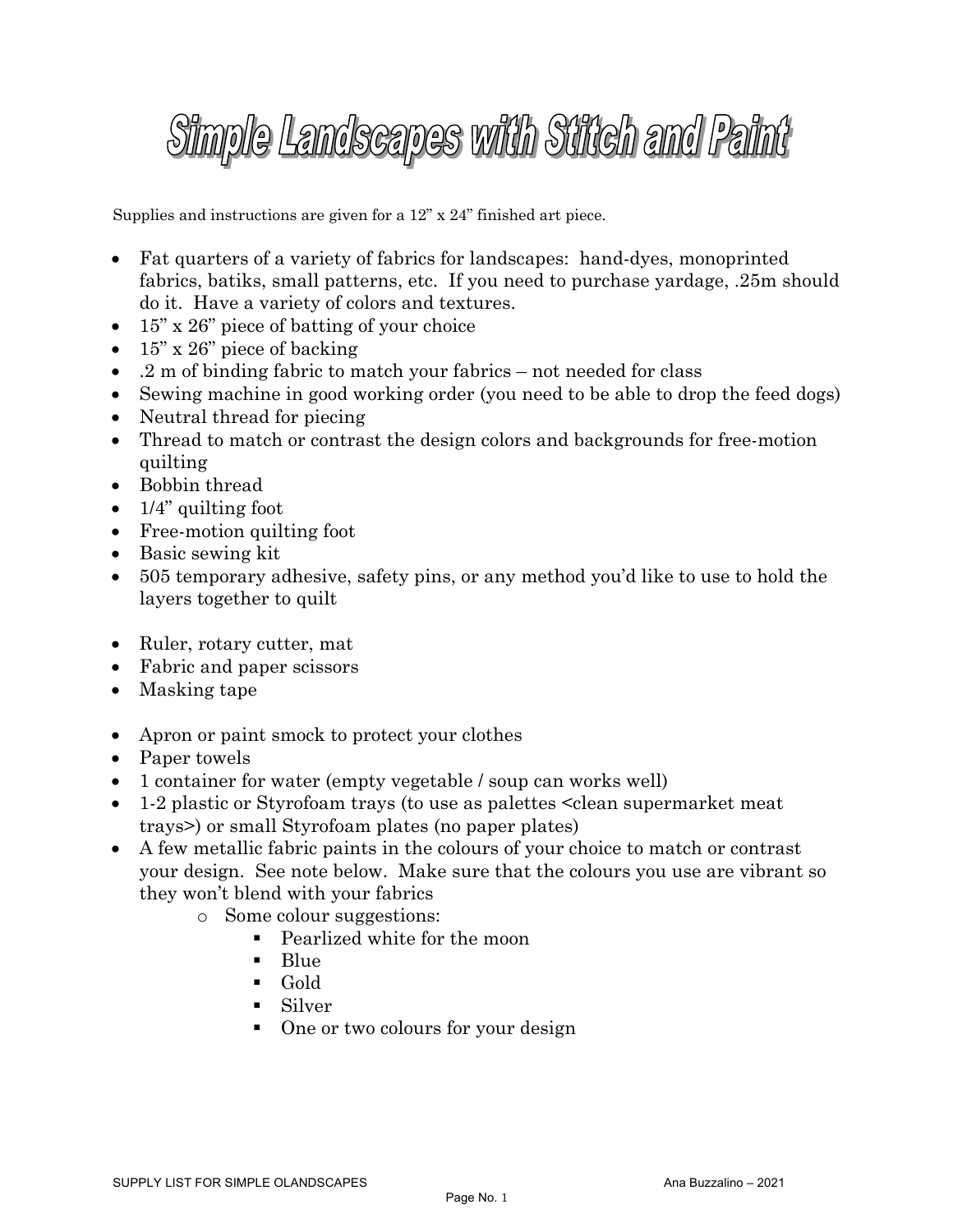# Simple Landscapes with Stitch and Paint

Supplies and instructions are given for a 12" x 24" finished art piece.

- Fat quarters of a variety of fabrics for landscapes: hand-dyes, monoprinted fabrics, batiks, small patterns, etc. If you need to purchase yardage, .25m should do it. Have a variety of colors and textures.
- 15" x 26" piece of batting of your choice
- 15" x 26" piece of backing
- .2 m of binding fabric to match your fabrics – not needed for class
- Sewing machine in good working order (you need to be able to drop the feed dogs)
- Neutral thread for piecing
- Thread to match or contrast the design colors and backgrounds for free-motion quilting
- Bobbin thread
- 1/4" quilting foot
- Free-motion quilting foot
- Basic sewing kit
- 505 temporary adhesive, safety pins, or any method you'd like to use to hold the layers together to quilt

- Ruler, rotary cutter, mat
- Fabric and paper scissors
- Masking tape

- Apron or paint smock to protect your clothes
- Paper towels
- 1 container for water (empty vegetable / soup can works well)
- 1-2 plastic or Styrofoam trays (to use as palettes <clean supermarket meat trays>) or small Styrofoam plates (no paper plates)
- A few metallic fabric paints in the colours of your choice to match or contrast your design. See note below. Make sure that the colours you use are vibrant so they won't blend with your fabrics
  - Some colour suggestions:
    - Pearlized white for the moon
    - Blue
    - Gold
    - Silver
    - One or two colours for your design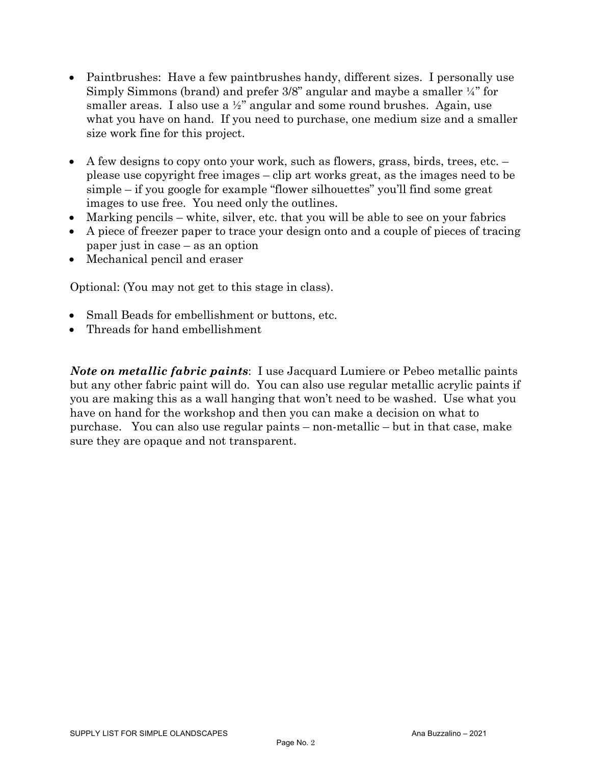- Paintbrushes: Have a few paintbrushes handy, different sizes. I personally use Simply Simmons (brand) and prefer 3/8" angular and maybe a smaller ¼" for smaller areas. I also use a ½" angular and some round brushes. Again, use what you have on hand. If you need to purchase, one medium size and a smaller size work fine for this project.

- A few designs to copy onto your work, such as flowers, grass, birds, trees, etc. – please use copyright free images – clip art works great, as the images need to be simple – if you google for example "flower silhouettes" you'll find some great images to use free. You need only the outlines.
- Marking pencils – white, silver, etc. that you will be able to see on your fabrics
- A piece of freezer paper to trace your design onto and a couple of pieces of tracing paper just in case – as an option
- Mechanical pencil and eraser

Optional: (You may not get to this stage in class).

- Small Beads for embellishment or buttons, etc.
- Threads for hand embellishment

***Note on metallic fabric paints***: I use Jacquard Lumiere or Pebeo metallic paints but any other fabric paint will do. You can also use regular metallic acrylic paints if you are making this as a wall hanging that won't need to be washed. Use what you have on hand for the workshop and then you can make a decision on what to purchase. You can also use regular paints – non-metallic – but in that case, make sure they are opaque and not transparent.